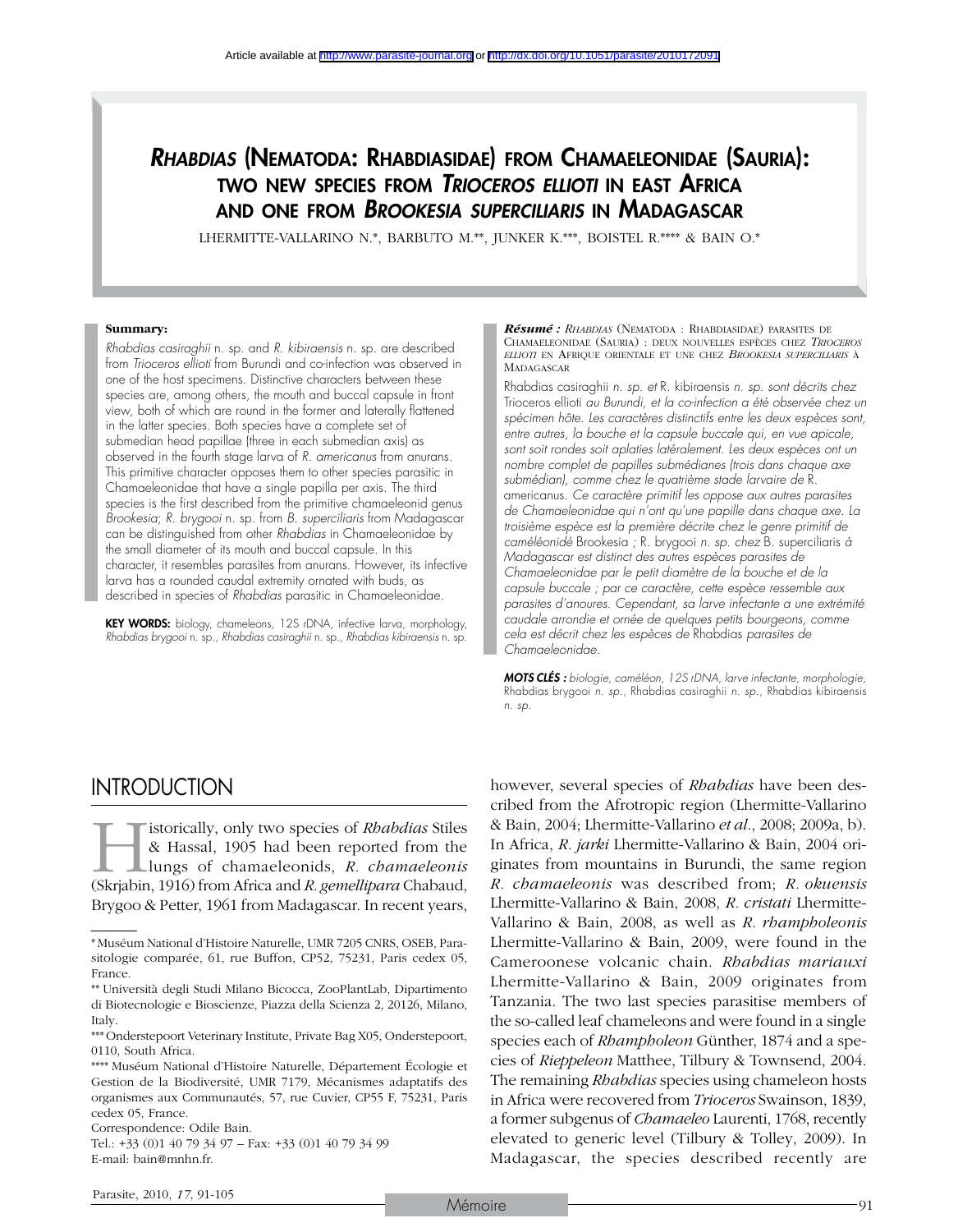Article available at http://www.parasite-journal.org or http://dx.doi.org/10.1051/parasite/2010172091

# *RHABDIAS* (NEMATODA: RHABDIASIDAE) FROM CHAMAELEONIDAE (SAURIA): TWO NEW SPECIES FROM *TRIOCEROS ELLIOTI* IN EAST AFRICA AND ONE FROM *BROOKESIA SUPERCILIARIS* IN MADAGASCAR

LHERMITTE-VALLARINO N.*, BARBUTO M.**, JUNKER K.***, BOISTEL R.**** & BAIN O.*

**Summary:**

*Rhabdias casiraghii* n. sp. and *R. kibiraensis* n. sp. are described from *Trioceros ellioti* from Burundi and co-infection was observed in one of the host specimens. Distinctive characters between these species are, among others, the mouth and buccal capsule in front view, both of which are round in the former and laterally flattened in the latter species. Both species have a complete set of submedian head papillae (three in each submedian axis) as observed in the fourth stage larva of *R. americanus* from anurans. This primitive character opposes them to other species parasitic in Chamaeleonidae that have a single papilla per axis. The third species is the first described from the primitive chamaeleonid genus *Brookesia*; *R. brygooi* n. sp. from *B. superciliaris* from Madagascar can be distinguished from other *Rhabdias* in Chamaeleonidae by the small diameter of its mouth and buccal capsule. In this character, it resembles parasites from anurans. However, its infective larva has a rounded caudal extremity ornated with buds, as described in species of *Rhabdias* parasitic in Chamaeleonidae.

**KEY WORDS:** biology, chameleons, 12S rDNA, infective larva, morphology, *Rhabdias brygooi* n. sp., *Rhabdias casiraghii* n. sp., *Rhabdias kibiraensis* n. sp.

***Résumé :*** *RHABDIAS* (NEMATODA : RHABDIASIDAE) PARASITES DE CHAMAELEONIDAE (SAURIA) : DEUX NOUVELLES ESPÈCES CHEZ *TRIOCEROS ELLIOTI* EN AFRIQUE ORIENTALE ET UNE CHEZ *BROOKESIA SUPERCILIARIS* À MADAGASCAR

Rhabdias casiraghii *n. sp. et* R. kibiraensis *n. sp. sont décrits chez* Trioceros ellioti *au Burundi, et la co-infection a été observée chez un spécimen hôte. Les caractères distinctifs entre les deux espèces sont, entre autres, la bouche et la capsule buccale qui, en vue apicale, sont soit rondes soit aplaties latéralement. Les deux espèces ont un nombre complet de papilles submédianes (trois dans chaque axe submédian), comme chez le quatrième stade larvaire de* R. americanus. *Ce caractère primitif les oppose aux autres parasites de Chamaeleonidae qui n'ont qu'une papille dans chaque axe. La troisième espèce est la première décrite chez le genre primitif de caméléonidé* Brookesia *;* R. brygooi *n. sp. chez* B. superciliaris *à Madagascar est distinct des autres espèces parasites de Chamaeleonidae par le petit diamètre de la bouche et de la capsule buccale ; par ce caractère, cette espèce ressemble aux parasites d'anoures. Cependant, sa larve infectante a une extrémité caudale arrondie et ornée de quelques petits bourgeons, comme cela est décrit chez les espèces de* Rhabdias *parasites de Chamaeleonidae.*

***MOTS CLÉS :*** *biologie, caméléon, 12S rDNA, larve infectante, morphologie,* Rhabdias brygooi *n. sp.,* Rhabdias casiraghii *n. sp.,* Rhabdias kibiraensis *n. sp.*

## INTRODUCTION

Historically, only two species of *Rhabdias* Stiles & Hassal, 1905 had been reported from the lungs of chamaeleonids, *R. chamaeleonis* (Skrjabin, 1916) from Africa and *R. gemellipara* Chabaud, Brygoo & Petter, 1961 from Madagascar. In recent years, however, several species of *Rhabdias* have been described from the Afrotropic region (Lhermitte-Vallarino & Bain, 2004; Lhermitte-Vallarino *et al.*, 2008; 2009a, b). In Africa, *R. jarki* Lhermitte-Vallarino & Bain, 2004 originates from mountains in Burundi, the same region *R. chamaeleonis* was described from; *R. okuensis* Lhermitte-Vallarino & Bain, 2008, *R. cristati* Lhermitte-Vallarino & Bain, 2008, as well as *R. rhampholeonis* Lhermitte-Vallarino & Bain, 2009, were found in the Cameroonese volcanic chain. *Rhabdias mariauxi* Lhermitte-Vallarino & Bain, 2009 originates from Tanzania. The two last species parasitise members of the so-called leaf chameleons and were found in a single species each of *Rhampholeon* Günther, 1874 and a species of *Rieppeleon* Matthee, Tilbury & Townsend, 2004. The remaining *Rhabdias* species using chameleon hosts in Africa were recovered from *Trioceros* Swainson, 1839, a former subgenus of *Chamaeleo* Laurenti, 1768, recently elevated to generic level (Tilbury & Tolley, 2009). In Madagascar, the species described recently are

---

* Muséum National d'Histoire Naturelle, UMR 7205 CNRS, OSEB, Parasitologie comparée, 61, rue Buffon, CP52, 75231, Paris cedex 05, France.

** Università degli Studi Milano Bicocca, ZooPlantLab, Dipartimento di Biotecnologie e Bioscienze, Piazza della Scienza 2, 20126, Milano, Italy.

*** Onderstepoort Veterinary Institute, Private Bag X05, Onderstepoort, 0110, South Africa.

**** Muséum National d'Histoire Naturelle, Département Écologie et Gestion de la Biodiversité, UMR 7179, Mécanismes adaptatifs des organismes aux Communautés, 57, rue Cuvier, CP55 F, 75231, Paris cedex 05, France.

Correspondence: Odile Bain.

Tel.: +33 (0)1 40 79 34 97 – Fax: +33 (0)1 40 79 34 99

E-mail: bain@mnhn.fr.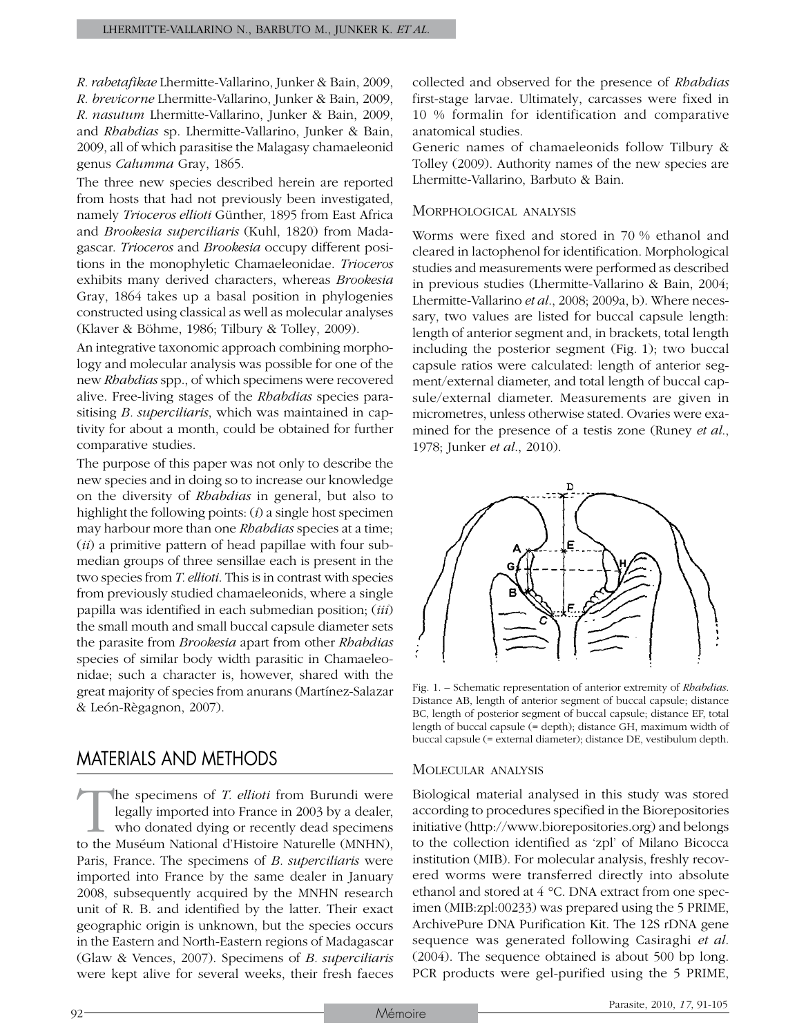*R. rabetafikae* Lhermitte-Vallarino, Junker & Bain, 2009, *R. brevicorne* Lhermitte-Vallarino, Junker & Bain, 2009, *R. nasutum* Lhermitte-Vallarino, Junker & Bain, 2009, and *Rhabdias* sp. Lhermitte-Vallarino, Junker & Bain, 2009, all of which parasitise the Malagasy chamaeleonid genus *Calumma* Gray, 1865.

The three new species described herein are reported from hosts that had not previously been investigated, namely *Trioceros ellioti* Günther, 1895 from East Africa and *Brookesia superciliaris* (Kuhl, 1820) from Madagascar. *Trioceros* and *Brookesia* occupy different positions in the monophyletic Chamaeleonidae. *Trioceros* exhibits many derived characters, whereas *Brookesia* Gray, 1864 takes up a basal position in phylogenies constructed using classical as well as molecular analyses (Klaver & Böhme, 1986; Tilbury & Tolley, 2009).

An integrative taxonomic approach combining morphology and molecular analysis was possible for one of the new *Rhabdias* spp., of which specimens were recovered alive. Free-living stages of the *Rhabdias* species parasitising *B. superciliaris*, which was maintained in captivity for about a month, could be obtained for further comparative studies.

The purpose of this paper was not only to describe the new species and in doing so to increase our knowledge on the diversity of *Rhabdias* in general, but also to highlight the following points: (*i*) a single host specimen may harbour more than one *Rhabdias* species at a time; (*ii*) a primitive pattern of head papillae with four submedian groups of three sensillae each is present in the two species from *T. ellioti*. This is in contrast with species from previously studied chamaeleonids, where a single papilla was identified in each submedian position; (*iii*) the small mouth and small buccal capsule diameter sets the parasite from *Brookesia* apart from other *Rhabdias* species of similar body width parasitic in Chamaeleonidae; such a character is, however, shared with the great majority of species from anurans (Martínez-Salazar & León-Règagnon, 2007).

## MATERIALS AND METHODS

The specimens of *T. ellioti* from Burundi were legally imported into France in 2003 by a dealer, who donated dying or recently dead specimens to the Muséum National d'Histoire Naturelle (MNHN), Paris, France. The specimens of *B. superciliaris* were imported into France by the same dealer in January 2008, subsequently acquired by the MNHN research unit of R. B. and identified by the latter. Their exact geographic origin is unknown, but the species occurs in the Eastern and North-Eastern regions of Madagascar (Glaw & Vences, 2007). Specimens of *B. superciliaris* were kept alive for several weeks, their fresh faeces collected and observed for the presence of *Rhabdias* first-stage larvae. Ultimately, carcasses were fixed in 10 % formalin for identification and comparative anatomical studies.

Generic names of chamaeleonids follow Tilbury & Tolley (2009). Authority names of the new species are Lhermitte-Vallarino, Barbuto & Bain.

### Morphological analysis

Worms were fixed and stored in 70 % ethanol and cleared in lactophenol for identification. Morphological studies and measurements were performed as described in previous studies (Lhermitte-Vallarino & Bain, 2004; Lhermitte-Vallarino *et al.*, 2008; 2009a, b). Where necessary, two values are listed for buccal capsule length: length of anterior segment and, in brackets, total length including the posterior segment (Fig. 1); two buccal capsule ratios were calculated: length of anterior segment/external diameter, and total length of buccal capsule/external diameter. Measurements are given in micrometres, unless otherwise stated. Ovaries were examined for the presence of a testis zone (Runey *et al.*, 1978; Junker *et al.*, 2010).

Fig. 1. – Schematic representation of anterior extremity of *Rhabdias*. Distance AB, length of anterior segment of buccal capsule; distance BC, length of posterior segment of buccal capsule; distance EF, total length of buccal capsule (= depth); distance GH, maximum width of buccal capsule (= external diameter); distance DE, vestibulum depth.

### Molecular analysis

Biological material analysed in this study was stored according to procedures specified in the Biorepositories initiative (http://www.biorepositories.org) and belongs to the collection identified as 'zpl' of Milano Bicocca institution (MIB). For molecular analysis, freshly recovered worms were transferred directly into absolute ethanol and stored at 4 °C. DNA extract from one specimen (MIB:zpl:00233) was prepared using the 5 PRIME, ArchivePure DNA Purification Kit. The 12S rDNA gene sequence was generated following Casiraghi *et al.* (2004). The sequence obtained is about 500 bp long. PCR products were gel-purified using the 5 PRIME,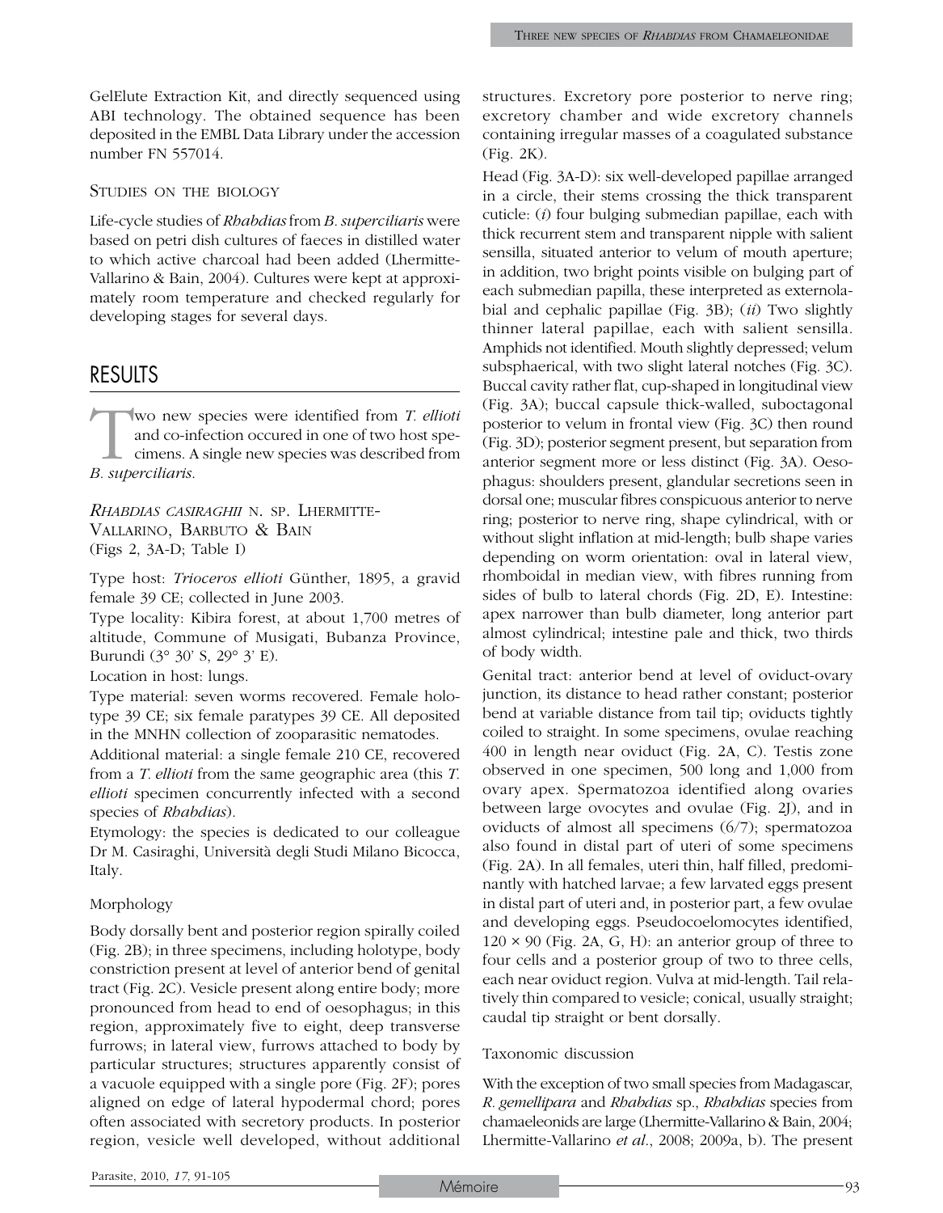GelElute Extraction Kit, and directly sequenced using ABI technology. The obtained sequence has been deposited in the EMBL Data Library under the accession number FN 557014.

### Studies on the biology

Life-cycle studies of *Rhabdias* from *B. superciliaris* were based on petri dish cultures of faeces in distilled water to which active charcoal had been added (Lhermitte-Vallarino & Bain, 2004). Cultures were kept at approximately room temperature and checked regularly for developing stages for several days.

## RESULTS

Two new species were identified from *T. ellioti* and co-infection occured in one of two host specimens. A single new species was described from *B. superciliaris*.

### *Rhabdias casiraghii* n. sp. Lhermitte-Vallarino, Barbuto & Bain
(Figs 2, 3A-D; Table I)

Type host: *Trioceros ellioti* Günther, 1895, a gravid female 39 CE; collected in June 2003.

Type locality: Kibira forest, at about 1,700 metres of altitude, Commune of Musigati, Bubanza Province, Burundi (3° 30' S, 29° 3' E).

Location in host: lungs.

Type material: seven worms recovered. Female holotype 39 CE; six female paratypes 39 CE. All deposited in the MNHN collection of zooparasitic nematodes.

Additional material: a single female 210 CE, recovered from a *T. ellioti* from the same geographic area (this *T. ellioti* specimen concurrently infected with a second species of *Rhabdias*).

Etymology: the species is dedicated to our colleague Dr M. Casiraghi, Università degli Studi Milano Bicocca, Italy.

#### Morphology

Body dorsally bent and posterior region spirally coiled (Fig. 2B); in three specimens, including holotype, body constriction present at level of anterior bend of genital tract (Fig. 2C). Vesicle present along entire body; more pronounced from head to end of oesophagus; in this region, approximately five to eight, deep transverse furrows; in lateral view, furrows attached to body by particular structures; structures apparently consist of a vacuole equipped with a single pore (Fig. 2F); pores aligned on edge of lateral hypodermal chord; pores often associated with secretory products. In posterior region, vesicle well developed, without additional structures. Excretory pore posterior to nerve ring; excretory chamber and wide excretory channels containing irregular masses of a coagulated substance (Fig. 2K).

Head (Fig. 3A-D): six well-developed papillae arranged in a circle, their stems crossing the thick transparent cuticle: (*i*) four bulging submedian papillae, each with thick recurrent stem and transparent nipple with salient sensilla, situated anterior to velum of mouth aperture; in addition, two bright points visible on bulging part of each submedian papilla, these interpreted as externolabial and cephalic papillae (Fig. 3B); (*ii*) Two slightly thinner lateral papillae, each with salient sensilla. Amphids not identified. Mouth slightly depressed; velum subsphaerical, with two slight lateral notches (Fig. 3C). Buccal cavity rather flat, cup-shaped in longitudinal view (Fig. 3A); buccal capsule thick-walled, suboctagonal posterior to velum in frontal view (Fig. 3C) then round (Fig. 3D); posterior segment present, but separation from anterior segment more or less distinct (Fig. 3A). Oesophagus: shoulders present, glandular secretions seen in dorsal one; muscular fibres conspicuous anterior to nerve ring; posterior to nerve ring, shape cylindrical, with or without slight inflation at mid-length; bulb shape varies depending on worm orientation: oval in lateral view, rhomboidal in median view, with fibres running from sides of bulb to lateral chords (Fig. 2D, E). Intestine: apex narrower than bulb diameter, long anterior part almost cylindrical; intestine pale and thick, two thirds of body width.

Genital tract: anterior bend at level of oviduct-ovary junction, its distance to head rather constant; posterior bend at variable distance from tail tip; oviducts tightly coiled to straight. In some specimens, ovulae reaching 400 in length near oviduct (Fig. 2A, C). Testis zone observed in one specimen, 500 long and 1,000 from ovary apex. Spermatozoa identified along ovaries between large ovocytes and ovulae (Fig. 2J), and in oviducts of almost all specimens (6/7); spermatozoa also found in distal part of uteri of some specimens (Fig. 2A). In all females, uteri thin, half filled, predominantly with hatched larvae; a few larvated eggs present in distal part of uteri and, in posterior part, a few ovulae and developing eggs. Pseudocoelomocytes identified, $120 \times 90$ (Fig. 2A, G, H): an anterior group of three to four cells and a posterior group of two to three cells, each near oviduct region. Vulva at mid-length. Tail relatively thin compared to vesicle; conical, usually straight; caudal tip straight or bent dorsally.

#### Taxonomic discussion

With the exception of two small species from Madagascar, *R. gemellipara* and *Rhabdias* sp., *Rhabdias* species from chamaeleonids are large (Lhermitte-Vallarino & Bain, 2004; Lhermitte-Vallarino *et al.*, 2008; 2009a, b). The present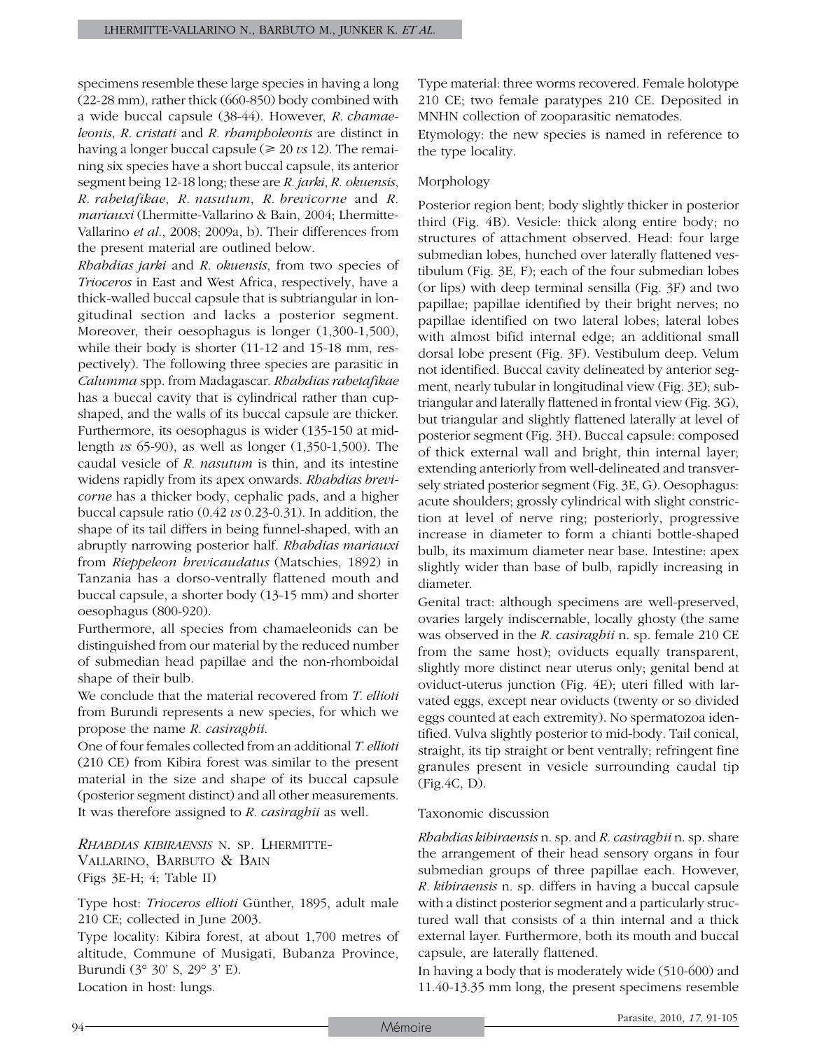specimens resemble these large species in having a long (22-28 mm), rather thick (660-850) body combined with a wide buccal capsule (38-44). However, *R. chamaeleonis*, *R. cristati* and *R. rhampholeonis* are distinct in having a longer buccal capsule (≥ 20 *vs* 12). The remaining six species have a short buccal capsule, its anterior segment being 12-18 long; these are *R. jarki*, *R. okuensis*, *R. rabetafikae*, *R. nasutum*, *R. brevicorne* and *R. mariauxi* (Lhermitte-Vallarino & Bain, 2004; Lhermitte-Vallarino *et al.*, 2008; 2009a, b). Their differences from the present material are outlined below.

*Rhabdias jarki* and *R. okuensis*, from two species of *Trioceros* in East and West Africa, respectively, have a thick-walled buccal capsule that is subtriangular in longitudinal section and lacks a posterior segment. Moreover, their oesophagus is longer (1,300-1,500), while their body is shorter (11-12 and 15-18 mm, respectively). The following three species are parasitic in *Calumma* spp. from Madagascar. *Rhabdias rabetafikae* has a buccal cavity that is cylindrical rather than cup-shaped, and the walls of its buccal capsule are thicker. Furthermore, its oesophagus is wider (135-150 at mid-length *vs* 65-90), as well as longer (1,350-1,500). The caudal vesicle of *R. nasutum* is thin, and its intestine widens rapidly from its apex onwards. *Rhabdias brevicorne* has a thicker body, cephalic pads, and a higher buccal capsule ratio (0.42 *vs* 0.23-0.31). In addition, the shape of its tail differs in being funnel-shaped, with an abruptly narrowing posterior half. *Rhabdias mariauxi* from *Rieppeleon brevicaudatus* (Matschies, 1892) in Tanzania has a dorso-ventrally flattened mouth and buccal capsule, a shorter body (13-15 mm) and shorter oesophagus (800-920).

Furthermore, all species from chamaeleonids can be distinguished from our material by the reduced number of submedian head papillae and the non-rhomboidal shape of their bulb.

We conclude that the material recovered from *T. ellioti* from Burundi represents a new species, for which we propose the name *R. casiraghii*.

One of four females collected from an additional *T. ellioti* (210 CE) from Kibira forest was similar to the present material in the size and shape of its buccal capsule (posterior segment distinct) and all other measurements. It was therefore assigned to *R. casiraghii* as well.

### *Rhabdias kibiraensis* n. sp. Lhermitte-Vallarino, Barbuto & Bain
(Figs 3E-H; 4; Table II)

Type host: *Trioceros ellioti* Günther, 1895, adult male 210 CE; collected in June 2003.

Type locality: Kibira forest, at about 1,700 metres of altitude, Commune of Musigati, Bubanza Province, Burundi (3° 30' S, 29° 3' E).

Location in host: lungs.

Type material: three worms recovered. Female holotype 210 CE; two female paratypes 210 CE. Deposited in MNHN collection of zooparasitic nematodes.

Etymology: the new species is named in reference to the type locality.

#### Morphology

Posterior region bent; body slightly thicker in posterior third (Fig. 4B). Vesicle: thick along entire body; no structures of attachment observed. Head: four large submedian lobes, hunched over laterally flattened vestibulum (Fig. 3E, F); each of the four submedian lobes (or lips) with deep terminal sensilla (Fig. 3F) and two papillae; papillae identified by their bright nerves; no papillae identified on two lateral lobes; lateral lobes with almost bifid internal edge; an additional small dorsal lobe present (Fig. 3F). Vestibulum deep. Velum not identified. Buccal cavity delineated by anterior segment, nearly tubular in longitudinal view (Fig. 3E); subtriangular and laterally flattened in frontal view (Fig. 3G), but triangular and slightly flattened laterally at level of posterior segment (Fig. 3H). Buccal capsule: composed of thick external wall and bright, thin internal layer; extending anteriorly from well-delineated and transversely striated posterior segment (Fig. 3E, G). Oesophagus: acute shoulders; grossly cylindrical with slight constriction at level of nerve ring; posteriorly, progressive increase in diameter to form a chianti bottle-shaped bulb, its maximum diameter near base. Intestine: apex slightly wider than base of bulb, rapidly increasing in diameter.

Genital tract: although specimens are well-preserved, ovaries largely indiscernable, locally ghosty (the same was observed in the *R. casiraghii* n. sp. female 210 CE from the same host); oviducts equally transparent, slightly more distinct near uterus only; genital bend at oviduct-uterus junction (Fig. 4E); uteri filled with larvated eggs, except near oviducts (twenty or so divided eggs counted at each extremity). No spermatozoa identified. Vulva slightly posterior to mid-body. Tail conical, straight, its tip straight or bent ventrally; refringent fine granules present in vesicle surrounding caudal tip (Fig.4C, D).

#### Taxonomic discussion

*Rhabdias kibiraensis* n. sp. and *R. casiraghii* n. sp. share the arrangement of their head sensory organs in four submedian groups of three papillae each. However, *R. kibiraensis* n. sp. differs in having a buccal capsule with a distinct posterior segment and a particularly structured wall that consists of a thin internal and a thick external layer. Furthermore, both its mouth and buccal capsule, are laterally flattened.

In having a body that is moderately wide (510-600) and 11.40-13.35 mm long, the present specimens resemble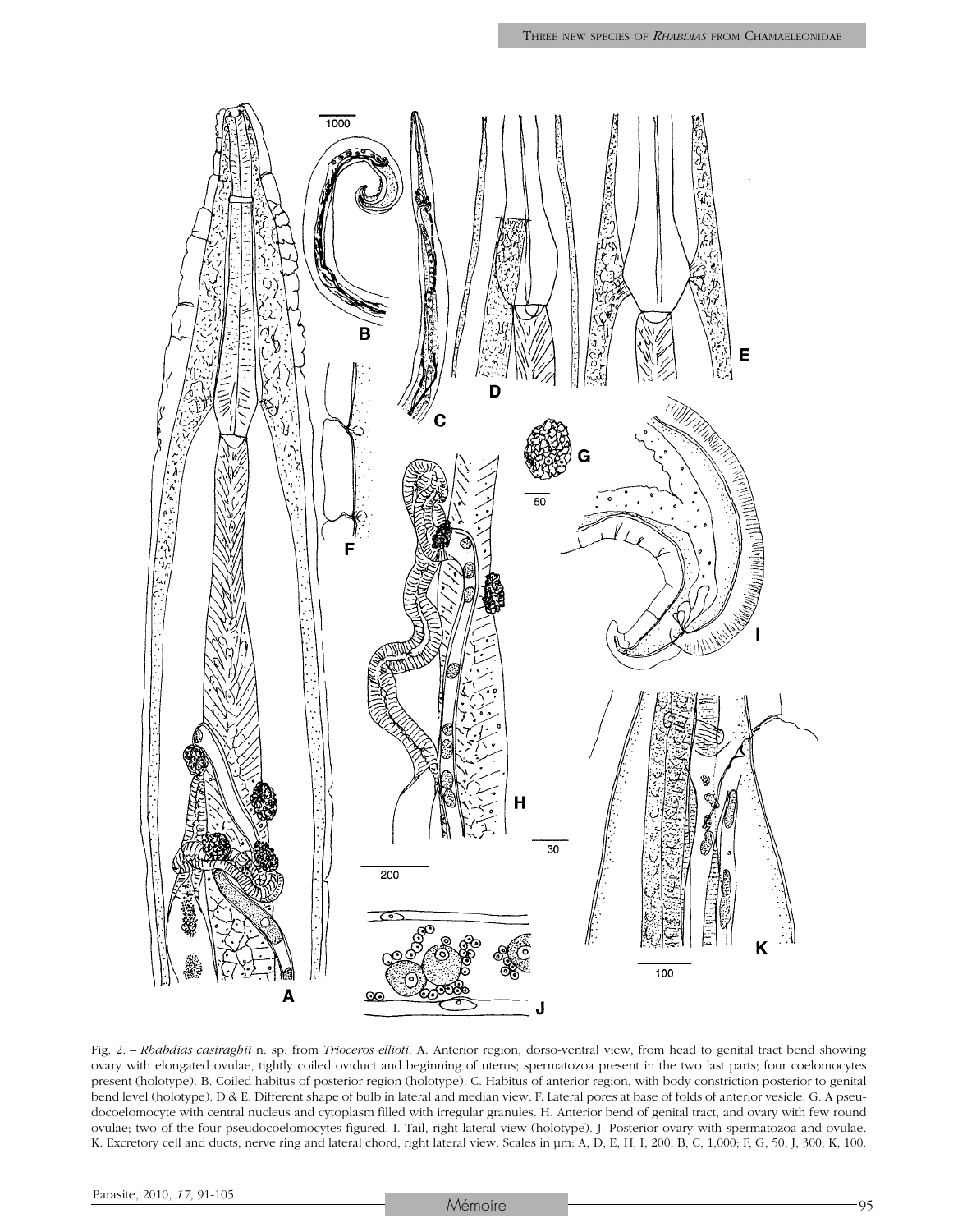Fig. 2. – *Rhabdias casiraghii* n. sp. from *Trioceros ellioti*. A. Anterior region, dorso-ventral view, from head to genital tract bend showing ovary with elongated ovulae, tightly coiled oviduct and beginning of uterus; spermatozoa present in the two last parts; four coelomocytes present (holotype). B. Coiled habitus of posterior region (holotype). C. Habitus of anterior region, with body constriction posterior to genital bend level (holotype). D & E. Different shape of bulb in lateral and median view. F. Lateral pores at base of folds of anterior vesicle. G. A pseudocoelomocyte with central nucleus and cytoplasm filled with irregular granules. H. Anterior bend of genital tract, and ovary with few round ovulae; two of the four pseudocoelomocytes figured. I. Tail, right lateral view (holotype). J. Posterior ovary with spermatozoa and ovulae. K. Excretory cell and ducts, nerve ring and lateral chord, right lateral view. Scales in µm: A, D, E, H, I, 200; B, C, 1,000; F, G, 50; J, 300; K, 100.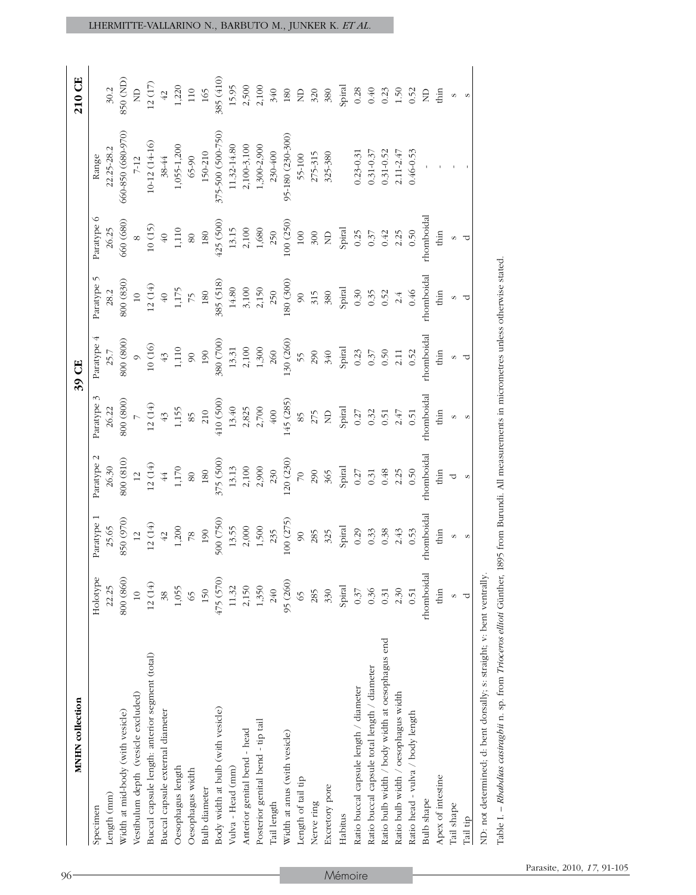| MNHN collection | 39 CE | | | | | | | | 210 CE |
|---|---|---|---|---|---|---|---|---|---|
| Specimen | Holotype | Paratype 1 | Paratype 2 | Paratype 3 | Paratype 4 | Paratype 5 | Paratype 6 | Range | |
| Length (mm) | 22.25 | 25.65 | 26.30 | 26.22 | 25.7 | 28.2 | 26.25 | 22.25-28.2 | 30.2 |
| Width at mid-body (with vesicle) | 800 (860) | 850 (970) | 800 (810) | 800 (800) | 800 (800) | 800 (830) | 660 (680) | 660-850 (680-970) | 850 (ND) |
| Vestibulum depth (vesicle excluded) | 10 | 12 | 12 | 7 | 9 | 10 | 8 | 7-12 | ND |
| Buccal capsule length: anterior segment (total) | 12 (14) | 12 (14) | 12 (14) | 12 (14) | 10 (16) | 12 (14) | 10 (15) | 10-12 (14-16) | 12 (17) |
| Buccal capsule external diameter | 38 | 42 | 44 | 43 | 43 | 40 | 40 | 38-44 | 42 |
| Oesophagus length | 1,055 | 1,200 | 1,170 | 1,155 | 1,110 | 1,175 | 1,110 | 1,055-1,200 | 1,220 |
| Oesophagus width | 65 | 78 | 80 | 85 | 90 | 75 | 80 | 65-90 | 110 |
| Bulb diameter | 150 | 190 | 180 | 210 | 190 | 180 | 180 | 150-210 | 165 |
| Body width at bulb (with vesicle) | 475 (570) | 500 (750) | 375 (500) | 410 (500) | 380 (700) | 385 (518) | 425 (500) | 375-500 (500-750) | 385 (410) |
| Vulva - Head (mm) | 11.32 | 13.55 | 13.13 | 13.40 | 13.31 | 14.80 | 13.15 | 11.32-14.80 | 15.95 |
| Anterior genital bend - head | 2,150 | 2,000 | 2,100 | 2,825 | 2,100 | 3,100 | 2,100 | 2,100-3,100 | 2,500 |
| Posterior genital bend - tip tail | 1,350 | 1,500 | 2,900 | 2,700 | 1,300 | 2,150 | 1,680 | 1,300-2,900 | 2,100 |
| Tail length | 240 | 235 | 230 | 400 | 260 | 250 | 250 | 230-400 | 340 |
| Width at anus (with vesicle) | 95 (260) | 100 (275) | 120 (230) | 145 (285) | 130 (260) | 180 (300) | 100 (250) | 95-180 (230-300) | 180 |
| Length of tail tip | 65 | 90 | 70 | 85 | 55 | 90 | 100 | 55-100 | ND |
| Nerve ring | 285 | 285 | 290 | 275 | 290 | 315 | 300 | 275-315 | 320 |
| Excretory pore | 330 | 325 | 365 | ND | 340 | 380 | ND | 325-380 | 380 |
| Habitus | Spiral | Spiral | Spiral | Spiral | Spiral | Spiral | Spiral | | Spiral |
| Ratio buccal capsule length / diameter | 0.37 | 0.29 | 0.27 | 0.27 | 0.23 | 0.30 | 0.25 | 0.23-0.31 | 0.28 |
| Ratio buccal capsule total length / diameter | 0.36 | 0.33 | 0.31 | 0.32 | 0.37 | 0.35 | 0.37 | 0.31-0.37 | 0.40 |
| Ratio bulb width / body width at oesophagus end | 0.31 | 0.38 | 0.48 | 0.51 | 0.50 | 0.52 | 0.42 | 0.31-0.52 | 0.23 |
| Ratio bulb width / oesophagus width | 2.30 | 2.43 | 2.25 | 2.47 | 2.11 | 2.4 | 2.25 | 2.11-2.47 | 1.50 |
| Ratio head - vulva / body length | 0.51 | 0.53 | 0.50 | 0.51 | 0.52 | 0.46 | 0.50 | 0.46-0.53 | 0.52 |
| Bulb shape | rhomboidal | rhomboidal | rhomboidal | rhomboidal | rhomboidal | rhomboidal | rhomboidal | - | ND |
| Apex of intestine | thin | thin | thin | thin | thin | thin | thin | - | thin |
| Tail shape | s | s | d | s | s | s | s | - | s |
| Tail tip | d | s | s | s | d | d | d | - | s |

ND: not determined; d: bent dorsally; s: straight; v: bent ventrally.

Table I. – *Rhabdias casiraghii* n. sp. from *Trioceros ellioti* Günther, 1895 from Burundi. All measurements in micrometres unless otherwise stated.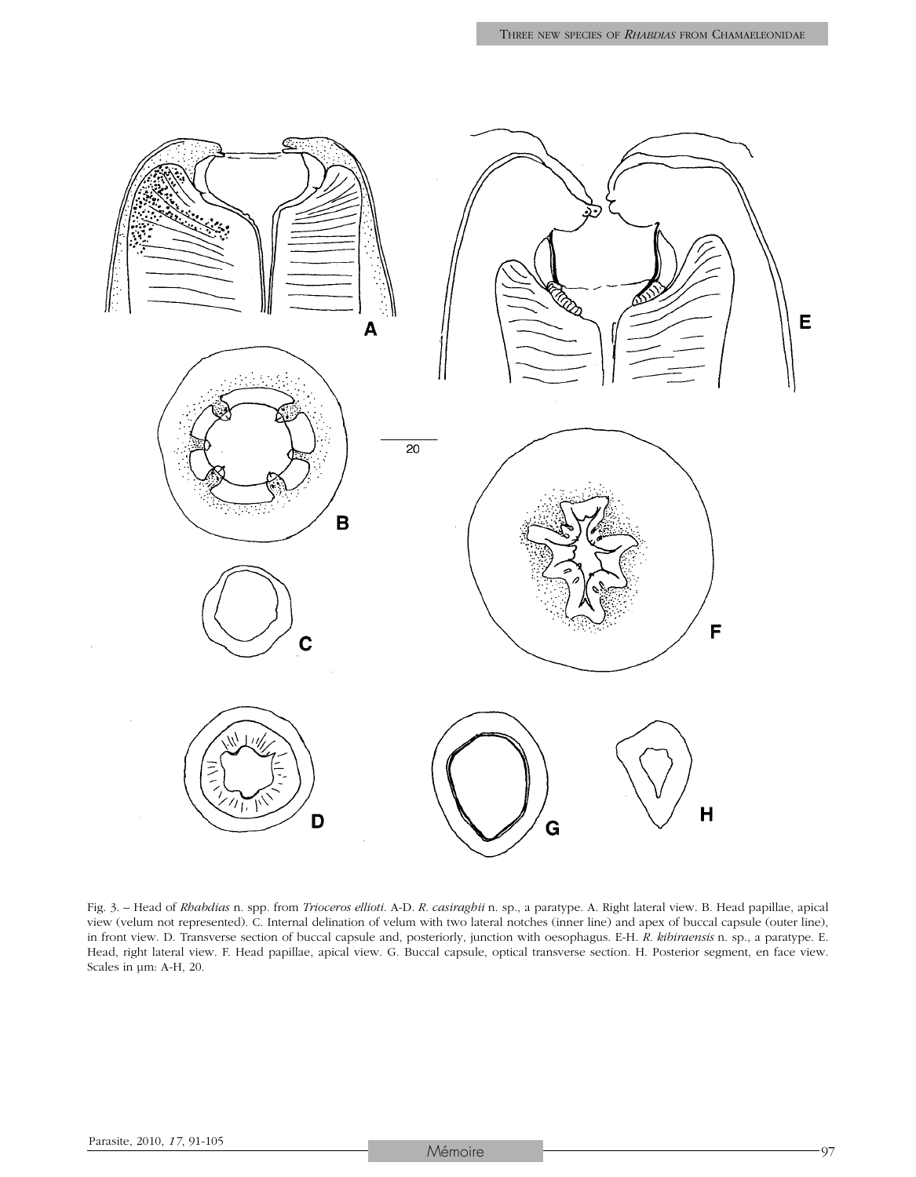Fig. 3. – Head of *Rhabdias* n. spp. from *Trioceros ellioti*. A-D. *R. casiraghii* n. sp., a paratype. A. Right lateral view. B. Head papillae, apical view (velum not represented). C. Internal delination of velum with two lateral notches (inner line) and apex of buccal capsule (outer line), in front view. D. Transverse section of buccal capsule and, posteriorly, junction with oesophagus. E-H. *R. kibiraensis* n. sp., a paratype. E. Head, right lateral view. F. Head papillae, apical view. G. Buccal capsule, optical transverse section. H. Posterior segment, en face view. Scales in µm: A-H, 20.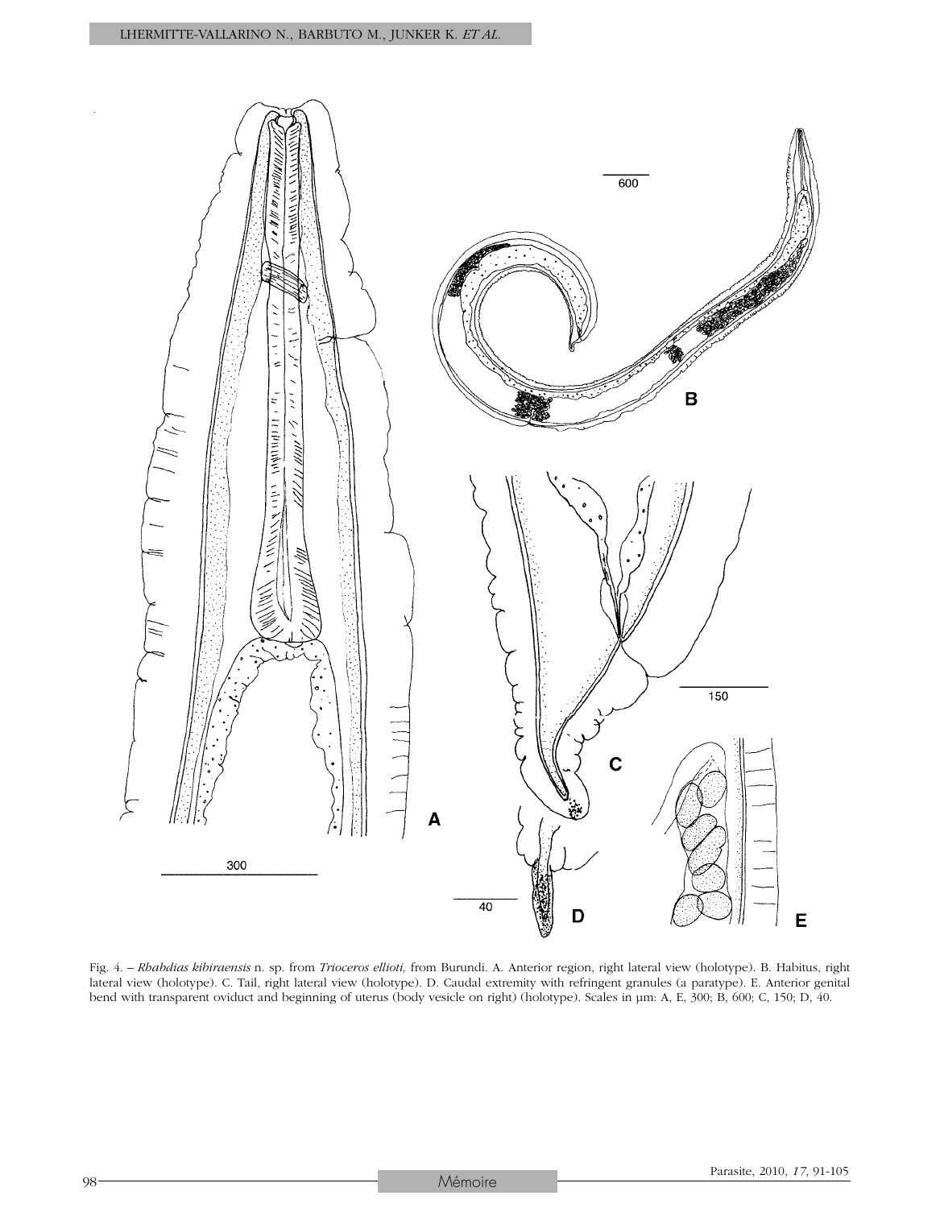Fig. 4. – *Rhabdias kibiraensis* n. sp. from *Trioceros ellioti,* from Burundi. A. Anterior region, right lateral view (holotype). B. Habitus, right lateral view (holotype). C. Tail, right lateral view (holotype). D. Caudal extremity with refringent granules (a paratype). E. Anterior genital bend with transparent oviduct and beginning of uterus (body vesicle on right) (holotype). Scales in µm: A, E, 300; B, 600; C, 150; D, 40.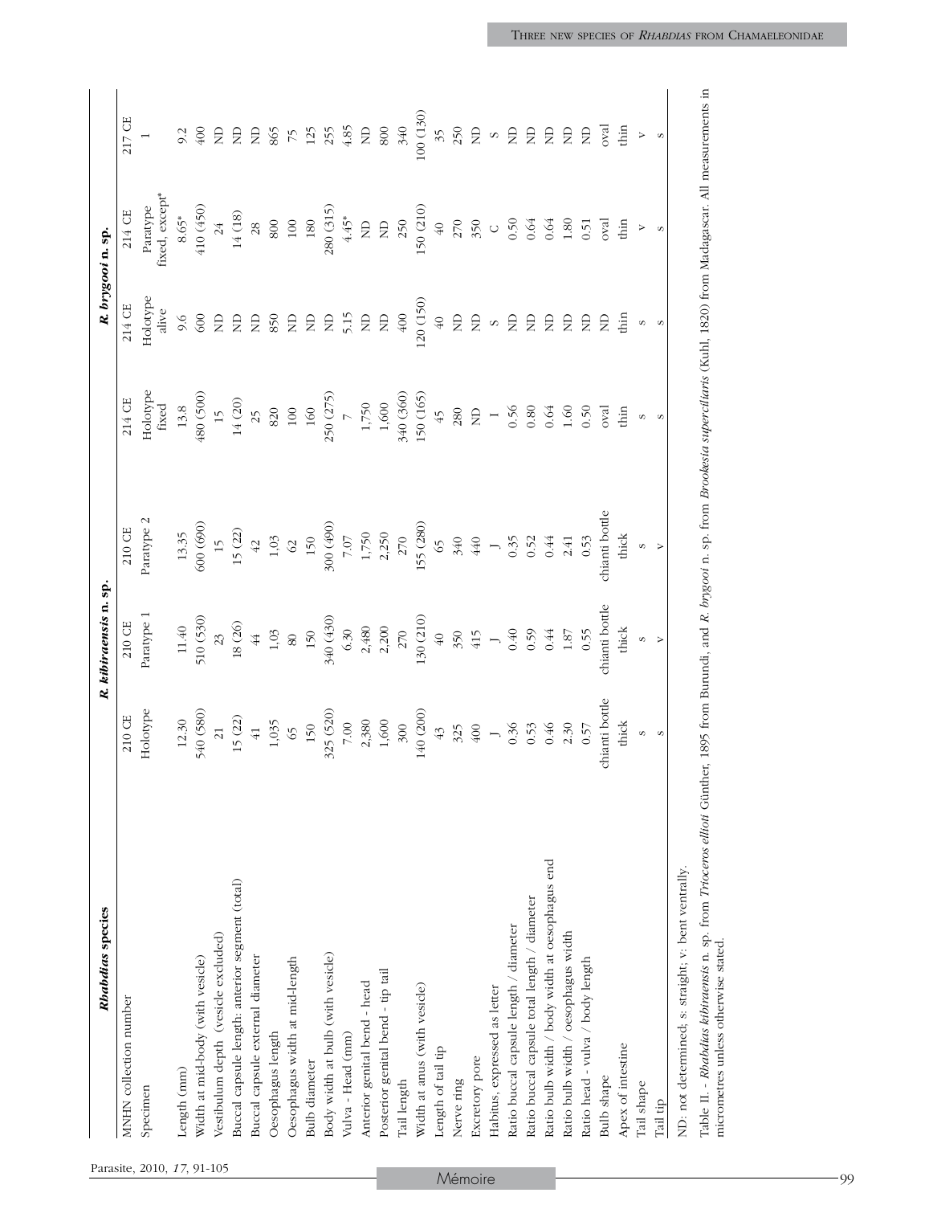| *Rhabdias* species | *R. kibiraensis* n. sp. | | | *R. brygooi* n. sp. | | | |
|---|---|---|---|---|---|---|---|
| MNHN collection number | 210 CE | 210 CE | 210 CE | 214 CE | 214 CE | 214 CE | 217 CE |
| Specimen | Holotype | Paratype 1 | Paratype 2 | Holotype fixed | Holotype alive | Paratype fixed, except* | 1 |
| Length (mm) | 12.30 | 11.40 | 13.35 | 13.8 | 9.6 | 8.65* | 9.2 |
| Width at mid-body (with vesicle) | 540 (580) | 510 (530) | 600 (690) | 480 (500) | 600 | 410 (450) | 400 |
| Vestibulum depth (vesicle excluded) | 21 | 23 | 15 | 15 | ND | 24 | ND |
| Buccal capsule length: anterior segment (total) | 15 (22) | 18 (26) | 15 (22) | 14 (20) | ND | 14 (18) | ND |
| Buccal capsule external diameter | 41 | 44 | 42 | 25 | ND | 28 | ND |
| Oesophagus length | 1,035 | 1,03 | 1,03 | 820 | 850 | 800 | 865 |
| Oesophagus width at mid-length | 65 | 80 | 62 | 100 | ND | 100 | 75 |
| Bulb diameter | 150 | 150 | 150 | 160 | ND | 180 | 125 |
| Body width at bulb (with vesicle) | 325 (520) | 340 (430) | 300 (490) | 250 (275) | ND | 280 (315) | 255 |
| Vulva - Head (mm) | 7.00 | 6.30 | 7.07 | 7 | 5.15 | 4.45* | 4.85 |
| Anterior genital bend - head | 2,380 | 2,480 | 1,750 | 1,750 | ND | ND | ND |
| Posterior genital bend - tip tail | 1,600 | 2,200 | 2,250 | 1,600 | ND | ND | 800 |
| Tail length | 300 | 270 | 270 | 340 (360) | 400 | 250 | 340 |
| Width at anus (with vesicle) | 140 (200) | 130 (210) | 155 (280) | 150 (165) | 120 (150) | 150 (210) | 100 (130) |
| Length of tail tip | 43 | 40 | 65 | 45 | 40 | 40 | 35 |
| Nerve ring | 325 | 350 | 340 | 280 | ND | 270 | 250 |
| Excretory pore | 400 | 415 | 440 | ND | ND | 350 | ND |
| Habitus, expressed as letter | J | J | J | I | S | C | S |
| Ratio buccal capsule length / diameter | 0.36 | 0.40 | 0.35 | 0.56 | ND | 0.50 | ND |
| Ratio buccal capsule total length / diameter | 0.53 | 0.59 | 0.52 | 0.80 | ND | 0.64 | ND |
| Ratio bulb width / body width at oesophagus end | 0.46 | 0.44 | 0.44 | 0.64 | ND | 0.64 | ND |
| Ratio bulb width / oesophagus width | 2.30 | 1.87 | 2.41 | 1.60 | ND | 1.80 | ND |
| Ratio head - vulva / body length | 0.57 | 0.55 | 0.53 | 0.50 | ND | 0.51 | ND |
| Bulb shape | chianti bottle | chianti bottle | chianti bottle | oval | ND | oval | oval |
| Apex of intestine | thick | thick | thick | thin | thin | thin | thin |
| Tail shape | s | s | s | s | s | v | v |
| Tail tip | s | v | v | s | s | s | s |

ND: not determined; s: straight; v: bent ventrally.

Table II. - *Rhabdias kibiraensis* n. sp. from *Trioceros ellioti* Günther, 1895 from Burundi, and *R. brygooi* n. sp. from *Brookesia superciliaris* (Kuhl, 1820) from Madagascar. All measurements in micrometres unless otherwise stated.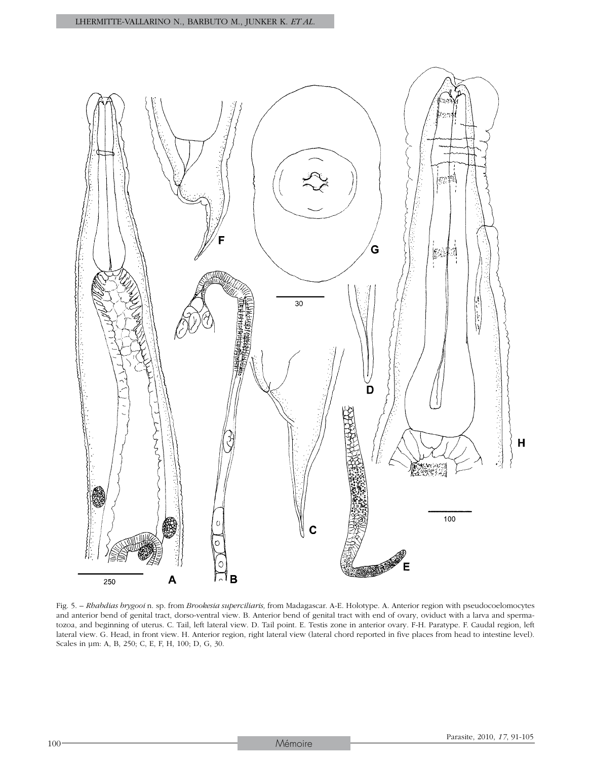Fig. 5. – *Rhabdias brygooi* n. sp. from *Brookesia superciliaris,* from Madagascar. A-E. Holotype. A. Anterior region with pseudocoelomocytes and anterior bend of genital tract, dorso-ventral view. B. Anterior bend of genital tract with end of ovary, oviduct with a larva and spermatozoa, and beginning of uterus. C. Tail, left lateral view. D. Tail point. E. Testis zone in anterior ovary. F-H. Paratype. F. Caudal region, left lateral view. G. Head, in front view. H. Anterior region, right lateral view (lateral chord reported in five places from head to intestine level). Scales in µm: A, B, 250; C, E, F, H, 100; D, G, 30.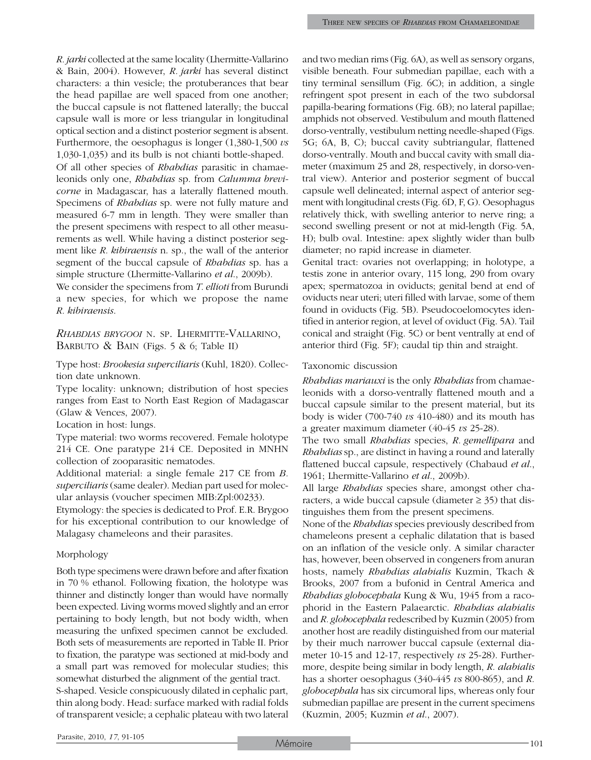*R. jarki* collected at the same locality (Lhermitte-Vallarino & Bain, 2004). However, *R. jarki* has several distinct characters: a thin vesicle; the protuberances that bear the head papillae are well spaced from one another; the buccal capsule is not flattened laterally; the buccal capsule wall is more or less triangular in longitudinal optical section and a distinct posterior segment is absent. Furthermore, the oesophagus is longer (1,380-1,500 *vs* 1,030-1,035) and its bulb is not chianti bottle-shaped.

Of all other species of *Rhabdias* parasitic in chamaeleonids only one, *Rhabdias* sp. from *Calumma brevicorne* in Madagascar, has a laterally flattened mouth. Specimens of *Rhabdias* sp. were not fully mature and measured 6-7 mm in length. They were smaller than the present specimens with respect to all other measurements as well. While having a distinct posterior segment like *R. kibiraensis* n. sp., the wall of the anterior segment of the buccal capsule of *Rhabdias* sp. has a simple structure (Lhermitte-Vallarino *et al.*, 2009b).

We consider the specimens from *T. ellioti* from Burundi a new species, for which we propose the name *R. kibiraensis.*

## *Rhabdias brygooi* n. sp. Lhermitte-Vallarino, Barbuto & Bain (Figs. 5 & 6; Table II)

Type host: *Brookesia superciliaris* (Kuhl, 1820). Collection date unknown.

Type locality: unknown; distribution of host species ranges from East to North East Region of Madagascar (Glaw & Vences, 2007).

Location in host: lungs.

Type material: two worms recovered. Female holotype 214 CE. One paratype 214 CE. Deposited in MNHN collection of zooparasitic nematodes.

Additional material: a single female 217 CE from *B. superciliaris* (same dealer). Median part used for molecular anlaysis (voucher specimen MIB:Zpl:00233).

Etymology: the species is dedicated to Prof. E.R. Brygoo for his exceptional contribution to our knowledge of Malagasy chameleons and their parasites.

### Morphology

Both type specimens were drawn before and after fixation in 70 % ethanol. Following fixation, the holotype was thinner and distinctly longer than would have normally been expected. Living worms moved slightly and an error pertaining to body length, but not body width, when measuring the unfixed specimen cannot be excluded. Both sets of measurements are reported in Table II. Prior to fixation, the paratype was sectioned at mid-body and a small part was removed for molecular studies; this somewhat disturbed the alignment of the gential tract.

S-shaped. Vesicle conspicuously dilated in cephalic part, thin along body. Head: surface marked with radial folds of transparent vesicle; a cephalic plateau with two lateral and two median rims (Fig. 6A), as well as sensory organs, visible beneath. Four submedian papillae, each with a tiny terminal sensillum (Fig. 6C); in addition, a single refringent spot present in each of the two subdorsal papilla-bearing formations (Fig. 6B); no lateral papillae; amphids not observed. Vestibulum and mouth flattened dorso-ventrally, vestibulum netting needle-shaped (Figs. 5G; 6A, B, C); buccal cavity subtriangular, flattened dorso-ventrally. Mouth and buccal cavity with small diameter (maximum 25 and 28, respectively, in dorso-ventral view). Anterior and posterior segment of buccal capsule well delineated; internal aspect of anterior segment with longitudinal crests (Fig. 6D, F, G). Oesophagus relatively thick, with swelling anterior to nerve ring; a second swelling present or not at mid-length (Fig. 5A, H); bulb oval. Intestine: apex slightly wider than bulb diameter; no rapid increase in diameter.

Genital tract: ovaries not overlapping; in holotype, a testis zone in anterior ovary, 115 long, 290 from ovary apex; spermatozoa in oviducts; genital bend at end of oviducts near uteri; uteri filled with larvae, some of them found in oviducts (Fig. 5B). Pseudocoelomocytes identified in anterior region, at level of oviduct (Fig. 5A). Tail conical and straight (Fig. 5C) or bent ventrally at end of anterior third (Fig. 5F); caudal tip thin and straight.

### Taxonomic discussion

*Rhabdias mariauxi* is the only *Rhabdias* from chamaeleonids with a dorso-ventrally flattened mouth and a buccal capsule similar to the present material, but its body is wider (700-740 *vs* 410-480) and its mouth has a greater maximum diameter (40-45 *vs* 25-28).

The two small *Rhabdias* species, *R. gemellipara* and *Rhabdias* sp., are distinct in having a round and laterally flattened buccal capsule, respectively (Chabaud *et al.*, 1961; Lhermitte-Vallarino *et al.*, 2009b).

All large *Rhabdias* species share, amongst other characters, a wide buccal capsule (diameter ≥ 35) that distinguishes them from the present specimens.

None of the *Rhabdias* species previously described from chameleons present a cephalic dilatation that is based on an inflation of the vesicle only. A similar character has, however, been observed in congeners from anuran hosts, namely *Rhabdias alabialis* Kuzmin, Tkach & Brooks, 2007 from a bufonid in Central America and *Rhabdias globocephala* Kung & Wu, 1945 from a racophorid in the Eastern Palaearctic. *Rhabdias alabialis* and *R. globocephala* redescribed by Kuzmin (2005) from another host are readily distinguished from our material by their much narrower buccal capsule (external diameter 10-15 and 12-17, respectively *vs* 25-28). Furthermore, despite being similar in body length, *R. alabialis* has a shorter oesophagus (340-445 *vs* 800-865), and *R. globocephala* has six circumoral lips, whereas only four submedian papillae are present in the current specimens (Kuzmin, 2005; Kuzmin *et al.*, 2007).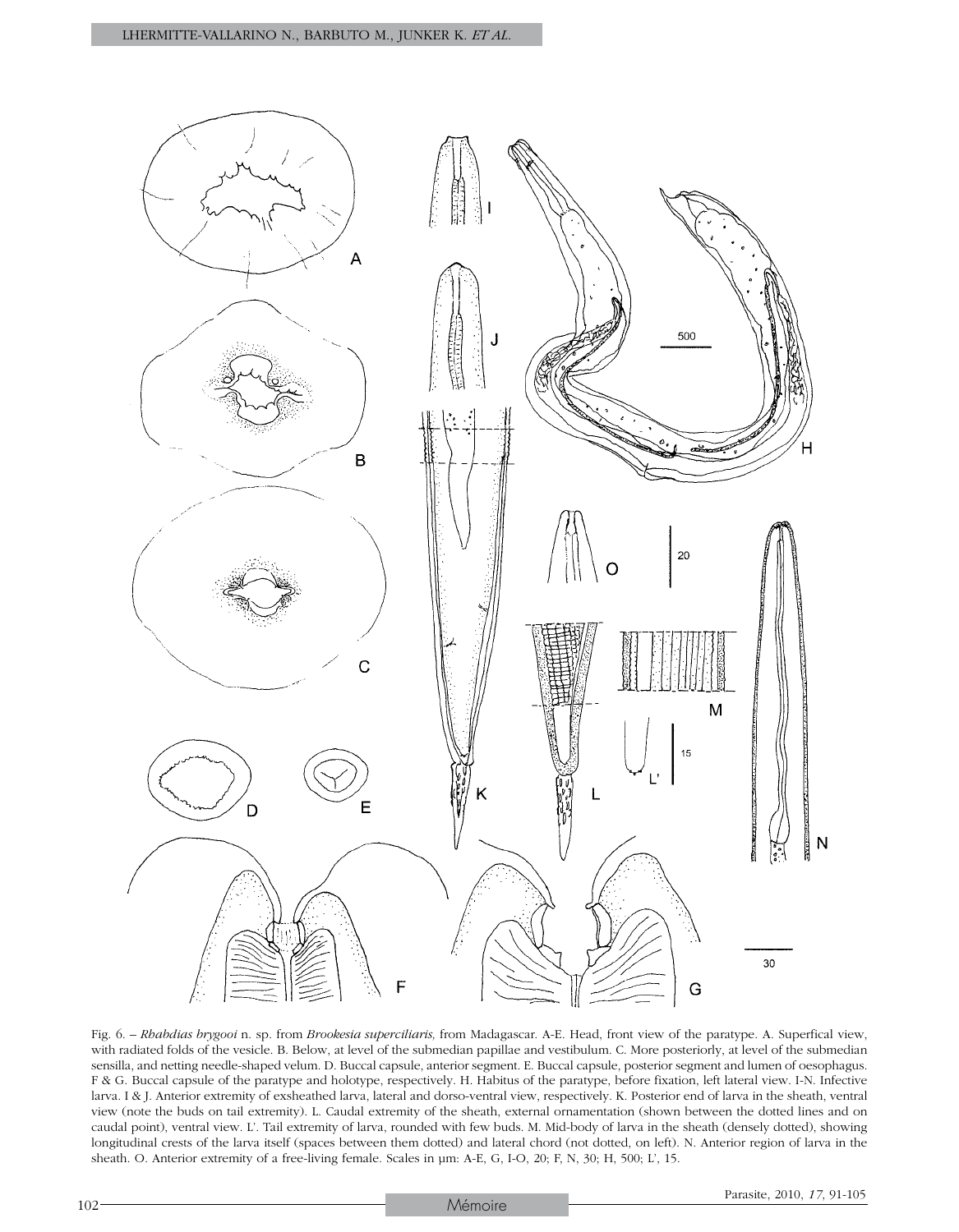Fig. 6. – *Rhabdias brygooi* n. sp. from *Brookesia superciliaris,* from Madagascar. A-E. Head, front view of the paratype. A. Superfical view, with radiated folds of the vesicle. B. Below, at level of the submedian papillae and vestibulum. C. More posteriorly, at level of the submedian sensilla, and netting needle-shaped velum. D. Buccal capsule, anterior segment. E. Buccal capsule, posterior segment and lumen of oesophagus. F & G. Buccal capsule of the paratype and holotype, respectively. H. Habitus of the paratype, before fixation, left lateral view. I-N. Infective larva. I & J. Anterior extremity of exsheathed larva, lateral and dorso-ventral view, respectively. K. Posterior end of larva in the sheath, ventral view (note the buds on tail extremity). L. Caudal extremity of the sheath, external ornamentation (shown between the dotted lines and on caudal point), ventral view. L'. Tail extremity of larva, rounded with few buds. M. Mid-body of larva in the sheath (densely dotted), showing longitudinal crests of the larva itself (spaces between them dotted) and lateral chord (not dotted, on left). N. Anterior region of larva in the sheath. O. Anterior extremity of a free-living female. Scales in µm: A-E, G, I-O, 20; F, N, 30; H, 500; L', 15.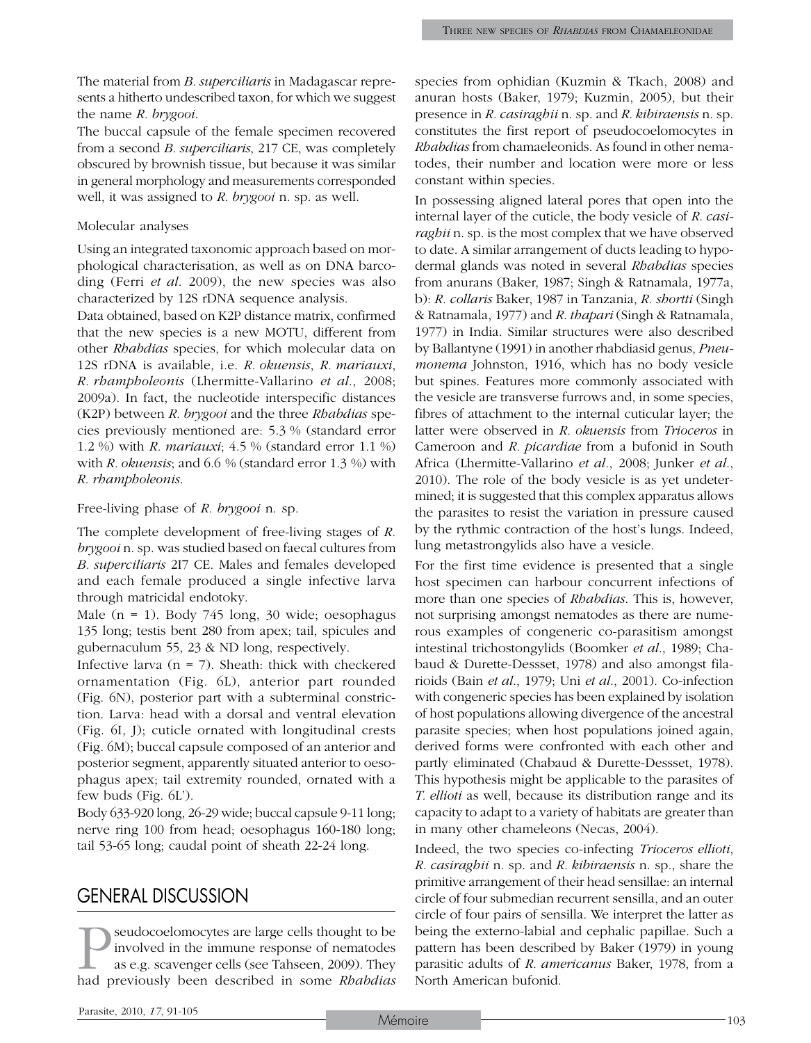The material from *B. superciliaris* in Madagascar represents a hitherto undescribed taxon, for which we suggest the name *R. brygooi*.

The buccal capsule of the female specimen recovered from a second *B. superciliaris*, 217 CE, was completely obscured by brownish tissue, but because it was similar in general morphology and measurements corresponded well, it was assigned to *R. brygooi* n. sp. as well.

### Molecular analyses

Using an integrated taxonomic approach based on morphological characterisation, as well as on DNA barcoding (Ferri *et al*. 2009), the new species was also characterized by 12S rDNA sequence analysis.

Data obtained, based on K2P distance matrix, confirmed that the new species is a new MOTU, different from other *Rhabdias* species, for which molecular data on 12S rDNA is available, i.e. *R. okuensis*, *R. mariauxi*, *R. rhampholeonis* (Lhermitte-Vallarino *et al*., 2008; 2009a). In fact, the nucleotide interspecific distances (K2P) between *R. brygooi* and the three *Rhabdias* species previously mentioned are: 5.3 % (standard error 1.2 %) with *R. mariauxi*; 4.5 % (standard error 1.1 %) with *R. okuensis*; and 6.6 % (standard error 1.3 %) with *R. rhampholeonis*.

### Free-living phase of *R. brygooi* n. sp.

The complete development of free-living stages of *R. brygooi* n. sp. was studied based on faecal cultures from *B. superciliaris* 217 CE. Males and females developed and each female produced a single infective larva through matricidal endotoky.

Male (n = 1). Body 745 long, 30 wide; oesophagus 135 long; testis bent 280 from apex; tail, spicules and gubernaculum 55, 23 & ND long, respectively.

Infective larva (n = 7). Sheath: thick with checkered ornamentation (Fig. 6L), anterior part rounded (Fig. 6N), posterior part with a subterminal constriction. Larva: head with a dorsal and ventral elevation (Fig. 6I, J); cuticle ornated with longitudinal crests (Fig. 6M); buccal capsule composed of an anterior and posterior segment, apparently situated anterior to oesophagus apex; tail extremity rounded, ornated with a few buds (Fig. 6L').

Body 633-920 long, 26-29 wide; buccal capsule 9-11 long; nerve ring 100 from head; oesophagus 160-180 long; tail 53-65 long; caudal point of sheath 22-24 long.

## GENERAL DISCUSSION

Pseudocoelomocytes are large cells thought to be involved in the immune response of nematodes as e.g. scavenger cells (see Tahseen, 2009). They had previously been described in some *Rhabdias* species from ophidian (Kuzmin & Tkach, 2008) and anuran hosts (Baker, 1979; Kuzmin, 2005), but their presence in *R. casiraghii* n. sp. and *R. kibiraensis* n. sp. constitutes the first report of pseudocoelomocytes in *Rhabdias* from chamaeleonids. As found in other nematodes, their number and location were more or less constant within species.

In possessing aligned lateral pores that open into the internal layer of the cuticle, the body vesicle of *R. casiraghii* n. sp. is the most complex that we have observed to date. A similar arrangement of ducts leading to hypodermal glands was noted in several *Rhabdias* species from anurans (Baker, 1987; Singh & Ratnamala, 1977a, b): *R. collaris* Baker, 1987 in Tanzania, *R. shortti* (Singh & Ratnamala, 1977) and *R. thapari* (Singh & Ratnamala, 1977) in India. Similar structures were also described by Ballantyne (1991) in another rhabdiasid genus, *Pneumonema* Johnston, 1916, which has no body vesicle but spines. Features more commonly associated with the vesicle are transverse furrows and, in some species, fibres of attachment to the internal cuticular layer; the latter were observed in *R. okuensis* from *Trioceros* in Cameroon and *R. picardiae* from a bufonid in South Africa (Lhermitte-Vallarino *et al*., 2008; Junker *et al*., 2010). The role of the body vesicle is as yet undetermined; it is suggested that this complex apparatus allows the parasites to resist the variation in pressure caused by the rythmic contraction of the host's lungs. Indeed, lung metastrongylids also have a vesicle.

For the first time evidence is presented that a single host specimen can harbour concurrent infections of more than one species of *Rhabdias*. This is, however, not surprising amongst nematodes as there are numerous examples of congeneric co-parasitism amongst intestinal trichostongylids (Boomker *et al*., 1989; Chabaud & Durette-Dessset, 1978) and also amongst filarioids (Bain *et al*., 1979; Uni *et al*., 2001). Co-infection with congeneric species has been explained by isolation of host populations allowing divergence of the ancestral parasite species; when host populations joined again, derived forms were confronted with each other and partly eliminated (Chabaud & Durette-Dessset, 1978). This hypothesis might be applicable to the parasites of *T. ellioti* as well, because its distribution range and its capacity to adapt to a variety of habitats are greater than in many other chameleons (Necas, 2004).

Indeed, the two species co-infecting *Trioceros ellioti*, *R. casiraghii* n. sp. and *R. kibiraensis* n. sp., share the primitive arrangement of their head sensillae: an internal circle of four submedian recurrent sensilla, and an outer circle of four pairs of sensilla. We interpret the latter as being the externo-labial and cephalic papillae. Such a pattern has been described by Baker (1979) in young parasitic adults of *R. americanus* Baker, 1978, from a North American bufonid.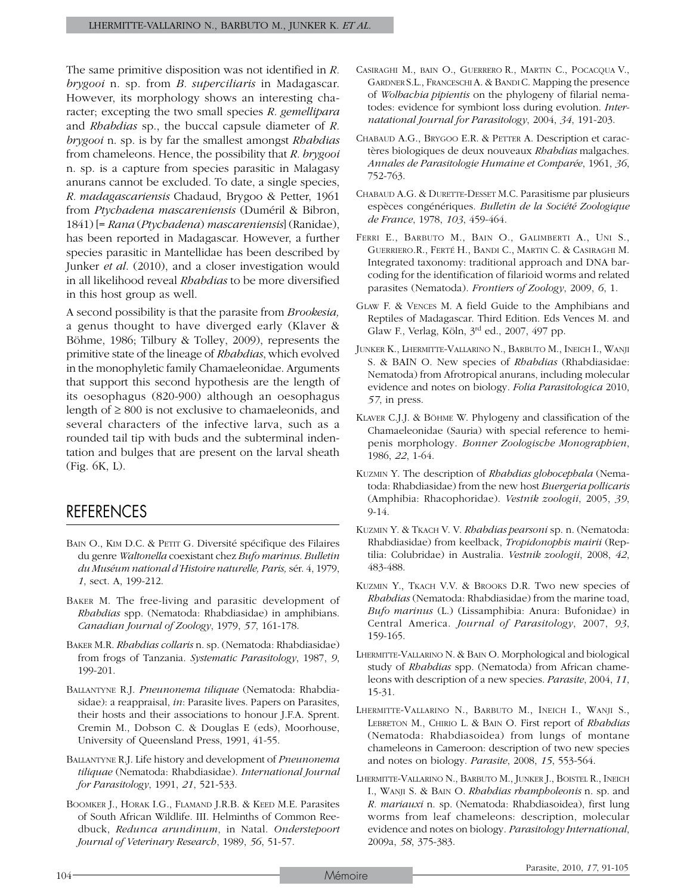The same primitive disposition was not identified in *R. brygooi* n. sp. from *B. superciliaris* in Madagascar. However, its morphology shows an interesting character; excepting the two small species *R. gemellipara* and *Rhabdias* sp., the buccal capsule diameter of *R. brygooi* n. sp. is by far the smallest amongst *Rhabdias* from chameleons. Hence, the possibility that *R. brygooi* n. sp. is a capture from species parasitic in Malagasy anurans cannot be excluded. To date, a single species, *R. madagascariensis* Chadaud, Brygoo & Petter, 1961 from *Ptychadena mascareniensis* (Duméril & Bibron, 1841) [= *Rana* (*Ptychadena*) *mascareniensis*] (Ranidae), has been reported in Madagascar. However, a further species parasitic in Mantellidae has been described by Junker *et al*. (2010), and a closer investigation would in all likelihood reveal *Rhabdias* to be more diversified in this host group as well.

A second possibility is that the parasite from *Brookesia,* a genus thought to have diverged early (Klaver & Böhme, 1986; Tilbury & Tolley, 2009), represents the primitive state of the lineage of *Rhabdias*, which evolved in the monophyletic family Chamaeleonidae. Arguments that support this second hypothesis are the length of its oesophagus (820-900) although an oesophagus length of ≥ 800 is not exclusive to chamaeleonids, and several characters of the infective larva, such as a rounded tail tip with buds and the subterminal indentation and bulges that are present on the larval sheath (Fig. 6K, L).

## REFERENCES

Bain O., Kim D.C. & Petit G. Diversité spécifique des Filaires du genre *Waltonella* coexistant chez *Bufo marinus*. *Bulletin du Muséum national d'Histoire naturelle, Paris,* sér. 4, 1979, *1*, sect. A, 199-212.

Baker M. The free-living and parasitic development of *Rhabdias* spp. (Nematoda: Rhabdiasidae) in amphibians. *Canadian Journal of Zoology*, 1979, *57*, 161-178.

Baker M.R. *Rhabdias collaris* n. sp. (Nematoda: Rhabdiasidae) from frogs of Tanzania. *Systematic Parasitology*, 1987, *9*, 199-201.

Ballantyne R.J. *Pneunonema tiliquae* (Nematoda: Rhabdiasidae): a reappraisal, *in*: Parasite lives. Papers on Parasites, their hosts and their associations to honour J.F.A. Sprent. Cremin M., Dobson C. & Douglas E (eds), Moorhouse, University of Queensland Press, 1991, 41-55.

Ballantyne R.J. Life history and development of *Pneunonema tiliquae* (Nematoda: Rhabdiasidae). *International Journal for Parasitology*, 1991, *21*, 521-533.

Boomker J., Horak I.G., Flamand J.R.B. & Keed M.E. Parasites of South African Wildlife. III. Helminths of Common Reedbuck, *Redunca arundinum*, in Natal. *Onderstepoort Journal of Veterinary Research*, 1989, *56*, 51-57.

Casiraghi M., bain O., Guerrero R., Martin C., Pocacqua V., Gardner S.L., Franceschi A. & Bandi C. Mapping the presence of *Wolbachia pipientis* on the phylogeny of filarial nematodes: evidence for symbiont loss during evolution. *International Journal for Parasitology*, 2004, *34*, 191-203.

Chabaud A.G., Brygoo E.R. & Petter A. Description et caractères biologiques de deux nouveaux *Rhabdias* malgaches. *Annales de Parasitologie Humaine et Comparée*, 1961, *36*, 752-763.

Chabaud A.G. & Durette-Desset M.C. Parasitisme par plusieurs espèces congénériques. *Bulletin de la Société Zoologique de France*, 1978, *103*, 459-464.

Ferri E., Barbuto M., Bain O., Galimberti A., Uni S., Guerriero.R., Ferté H., Bandi C., Martin C. & Casiraghi M. Integrated taxonomy: traditional approach and DNA barcoding for the identification of filarioid worms and related parasites (Nematoda). *Frontiers of Zoology*, 2009, *6*, 1.

Glaw F. & Vences M. A field Guide to the Amphibians and Reptiles of Madagascar. Third Edition. Eds Vences M. and Glaw F., Verlag, Köln, 3rd ed., 2007, 497 pp.

Junker K., Lhermitte-Vallarino N., Barbuto M., Ineich I., Wanji S. & BAIN O. New species of *Rhabdias* (Rhabdiasidae: Nematoda) from Afrotropical anurans, including molecular evidence and notes on biology. *Folia Parasitologica* 2010, *57*, in press.

Klaver C.J.J. & Böhme W. Phylogeny and classification of the Chamaeleonidae (Sauria) with special reference to hemipenis morphology. *Bonner Zoologische Monographien*, 1986, *22*, 1-64.

Kuzmin Y. The description of *Rhabdias globocephala* (Nematoda: Rhabdiasidae) from the new host *Buergeria pollicaris* (Amphibia: Rhacophoridae). *Vestnik zoologii*, 2005, *39*, 9-14.

Kuzmin Y. & Tkach V. V. *Rhabdias pearsoni* sp. n. (Nematoda: Rhabdiasidae) from keelback, *Tropidonophis mairii* (Reptilia: Colubridae) in Australia. *Vestnik zoologii*, 2008, *42*, 483-488.

Kuzmin Y., Tkach V.V. & Brooks D.R. Two new species of *Rhabdias* (Nematoda: Rhabdiasidae) from the marine toad, *Bufo marinus* (L.) (Lissamphibia: Anura: Bufonidae) in Central America. *Journal of Parasitology*, 2007, *93*, 159-165.

Lhermitte-Vallarino N. & Bain O. Morphological and biological study of *Rhabdias* spp. (Nematoda) from African chameleons with description of a new species. *Parasite*, 2004, *11*, 15-31.

Lhermitte-Vallarino N., Barbuto M., Ineich I., Wanji S., Lebreton M., Chirio L. & Bain O. First report of *Rhabdias* (Nematoda: Rhabdiasoidea) from lungs of montane chameleons in Cameroon: description of two new species and notes on biology. *Parasite*, 2008, *15*, 553-564.

Lhermitte-Vallarino N., Barbuto M., Junker J., Boistel R., Ineich I., Wanji S. & Bain O. *Rhabdias rhampholeonis* n. sp. and *R. mariauxi* n. sp. (Nematoda: Rhabdiasoidea), first lung worms from leaf chameleons: description, molecular evidence and notes on biology. *Parasitology International*, 2009a, *58*, 375-383.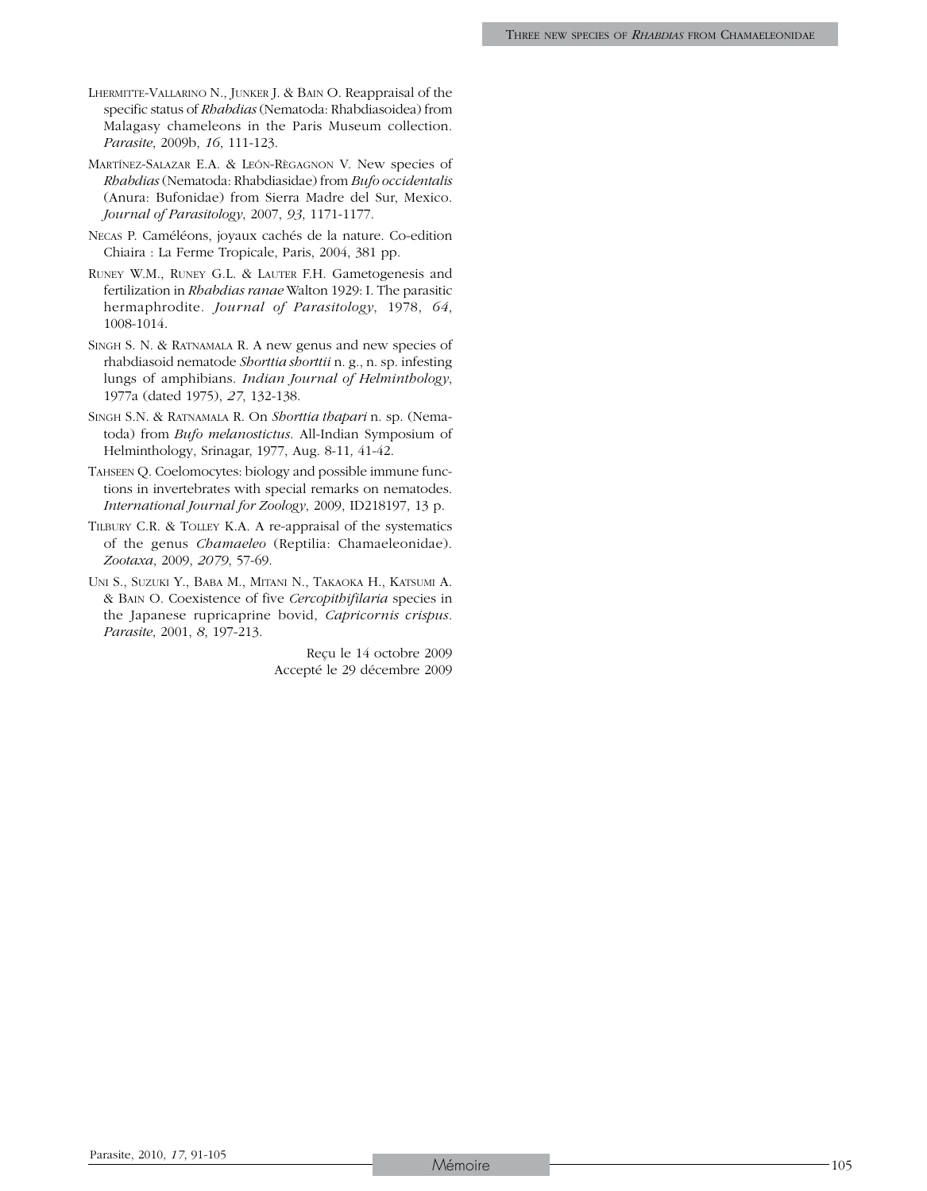LHERMITTE-VALLARINO N., JUNKER J. & BAIN O. Reappraisal of the specific status of *Rhabdias* (Nematoda: Rhabdiasoidea) from Malagasy chameleons in the Paris Museum collection. *Parasite*, 2009b, *16*, 111-123.

MARTÍNEZ-SALAZAR E.A. & LEÓN-RÈGAGNON V. New species of *Rhabdias* (Nematoda: Rhabdiasidae) from *Bufo occidentalis* (Anura: Bufonidae) from Sierra Madre del Sur, Mexico. *Journal of Parasitology*, 2007, *93*, 1171-1177.

NECAS P. Caméléons, joyaux cachés de la nature. Co-edition Chiaira : La Ferme Tropicale, Paris, 2004, 381 pp.

RUNEY W.M., RUNEY G.L. & LAUTER F.H. Gametogenesis and fertilization in *Rhabdias ranae* Walton 1929: I. The parasitic hermaphrodite. *Journal of Parasitology*, 1978, *64*, 1008-1014.

SINGH S. N. & RATNAMALA R. A new genus and new species of rhabdiasoid nematode *Shorttia shorttii* n. g., n. sp. infesting lungs of amphibians. *Indian Journal of Helminthology*, 1977a (dated 1975), *27*, 132-138.

SINGH S.N. & RATNAMALA R. On *Shorttia thapari* n. sp. (Nematoda) from *Bufo melanostictus*. All-Indian Symposium of Helminthology, Srinagar, 1977, Aug. 8-11, 41-42.

TAHSEEN Q. Coelomocytes: biology and possible immune functions in invertebrates with special remarks on nematodes. *International Journal for Zoology*, 2009, ID218197, 13 p.

TILBURY C.R. & TOLLEY K.A. A re-appraisal of the systematics of the genus *Chamaeleo* (Reptilia: Chamaeleonidae). *Zootaxa*, 2009, *2079*, 57-69.

UNI S., SUZUKI Y., BABA M., MITANI N., TAKAOKA H., KATSUMI A. & BAIN O. Coexistence of five *Cercopithifilaria* species in the Japanese rupricaprine bovid, *Capricornis crispus*. *Parasite*, 2001, *8*, 197-213.

Reçu le 14 octobre 2009
Accepté le 29 décembre 2009